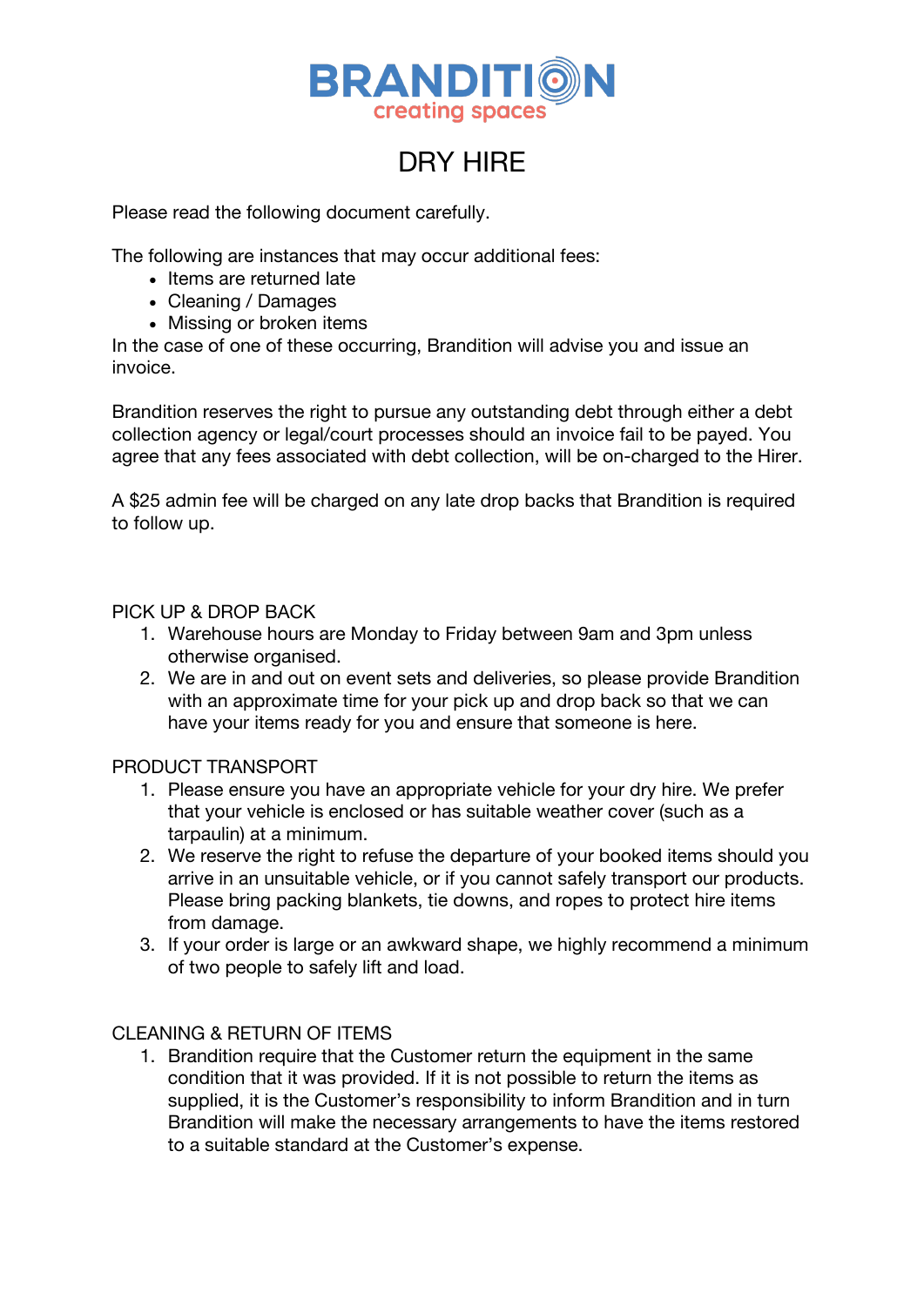BRANDITION
creating spaces

# DRY HIRE

Please read the following document carefully.

The following are instances that may occur additional fees:

- Items are returned late
- Cleaning / Damages
- Missing or broken items

In the case of one of these occurring, Brandition will advise you and issue an invoice.

Brandition reserves the right to pursue any outstanding debt through either a debt collection agency or legal/court processes should an invoice fail to be payed. You agree that any fees associated with debt collection, will be on-charged to the Hirer.

A $25 admin fee will be charged on any late drop backs that Brandition is required to follow up.

## PICK UP & DROP BACK

1. Warehouse hours are Monday to Friday between 9am and 3pm unless otherwise organised.
2. We are in and out on event sets and deliveries, so please provide Brandition with an approximate time for your pick up and drop back so that we can have your items ready for you and ensure that someone is here.

## PRODUCT TRANSPORT

1. Please ensure you have an appropriate vehicle for your dry hire. We prefer that your vehicle is enclosed or has suitable weather cover (such as a tarpaulin) at a minimum.
2. We reserve the right to refuse the departure of your booked items should you arrive in an unsuitable vehicle, or if you cannot safely transport our products. Please bring packing blankets, tie downs, and ropes to protect hire items from damage.
3. If your order is large or an awkward shape, we highly recommend a minimum of two people to safely lift and load.

## CLEANING & RETURN OF ITEMS

1. Brandition require that the Customer return the equipment in the same condition that it was provided. If it is not possible to return the items as supplied, it is the Customer's responsibility to inform Brandition and in turn Brandition will make the necessary arrangements to have the items restored to a suitable standard at the Customer's expense.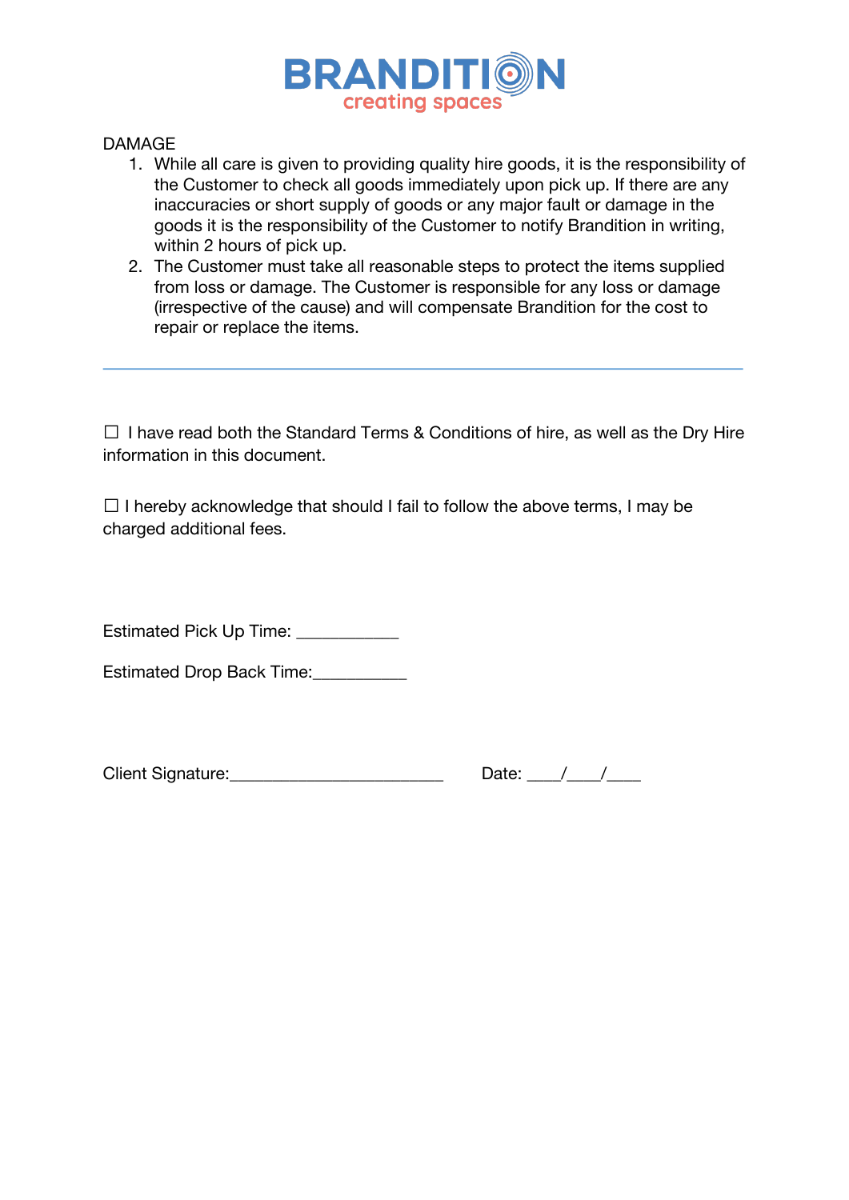BRANDITION
creating spaces

DAMAGE

1. While all care is given to providing quality hire goods, it is the responsibility of the Customer to check all goods immediately upon pick up. If there are any inaccuracies or short supply of goods or any major fault or damage in the goods it is the responsibility of the Customer to notify Brandition in writing, within 2 hours of pick up.
2. The Customer must take all reasonable steps to protect the items supplied from loss or damage. The Customer is responsible for any loss or damage (irrespective of the cause) and will compensate Brandition for the cost to repair or replace the items.

---

☐ I have read both the Standard Terms & Conditions of hire, as well as the Dry Hire information in this document.

☐ I hereby acknowledge that should I fail to follow the above terms, I may be charged additional fees.

Estimated Pick Up Time: ___________

Estimated Drop Back Time:__________

Client Signature:_______________________ Date: ____/____/____